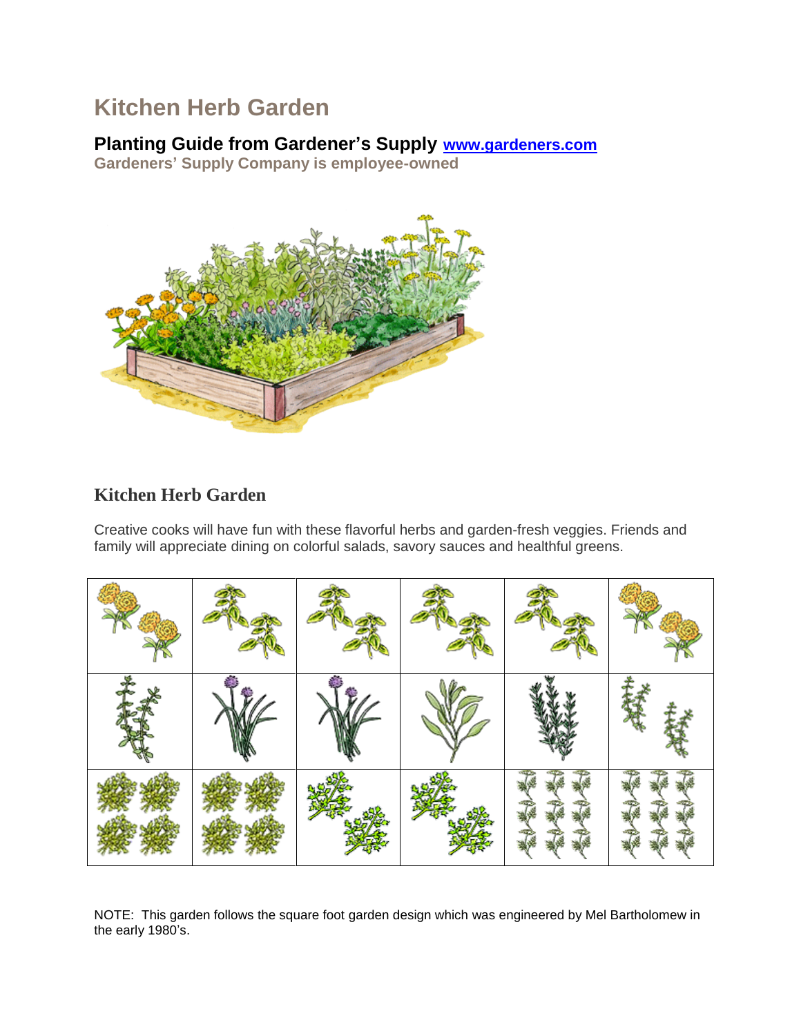# Kitchen Herb Garden

## Planting Guide from Gardener's Supply [www.gardeners.com](http://www.gardeners.com)

**Gardeners' Supply Company is employee-owned**

## Kitchen Herb Garden

Creative cooks will have fun with these flavorful herbs and garden-fresh veggies. Friends and family will appreciate dining on colorful salads, savory sauces and healthful greens.

NOTE: This garden follows the square foot garden design which was engineered by Mel Bartholomew in the early 1980's.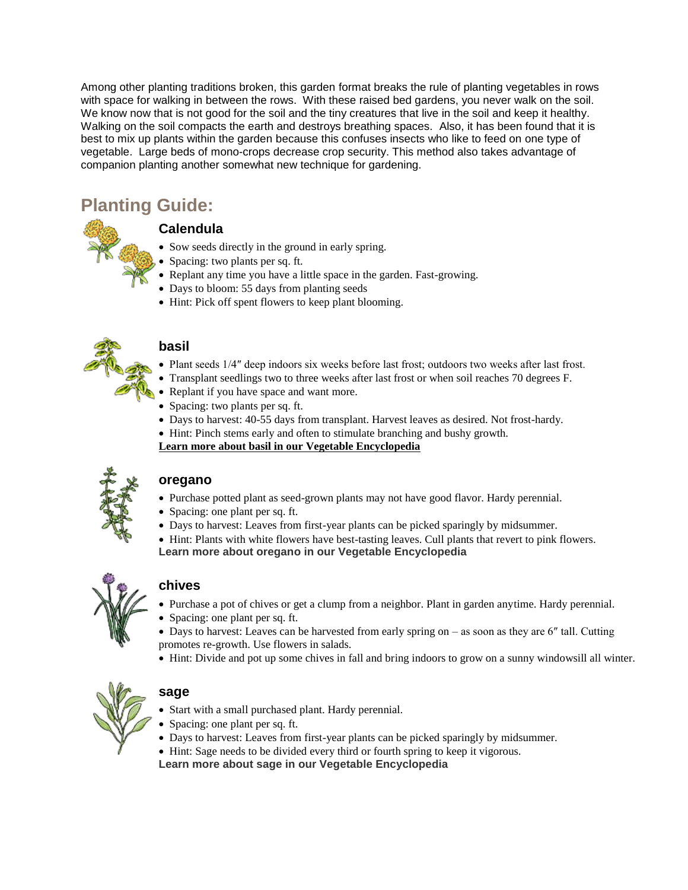Among other planting traditions broken, this garden format breaks the rule of planting vegetables in rows with space for walking in between the rows. With these raised bed gardens, you never walk on the soil. We know now that is not good for the soil and the tiny creatures that live in the soil and keep it healthy. Walking on the soil compacts the earth and destroys breathing spaces. Also, it has been found that it is best to mix up plants within the garden because this confuses insects who like to feed on one type of vegetable. Large beds of mono-crops decrease crop security. This method also takes advantage of companion planting another somewhat new technique for gardening.

## Planting Guide:

### Calendula

- Sow seeds directly in the ground in early spring.
- Spacing: two plants per sq. ft.
- Replant any time you have a little space in the garden. Fast-growing.
- Days to bloom: 55 days from planting seeds
- Hint: Pick off spent flowers to keep plant blooming.

### basil

- Plant seeds 1/4″ deep indoors six weeks before last frost; outdoors two weeks after last frost.
- Transplant seedlings two to three weeks after last frost or when soil reaches 70 degrees F.
- Replant if you have space and want more.
- Spacing: two plants per sq. ft.
- Days to harvest: 40-55 days from transplant. Harvest leaves as desired. Not frost-hardy.
- Hint: Pinch stems early and often to stimulate branching and bushy growth.

**Learn more about basil in our Vegetable Encyclopedia**

### oregano

- Purchase potted plant as seed-grown plants may not have good flavor. Hardy perennial.
- Spacing: one plant per sq. ft.
- Days to harvest: Leaves from first-year plants can be picked sparingly by midsummer.
- Hint: Plants with white flowers have best-tasting leaves. Cull plants that revert to pink flowers.

**Learn more about oregano in our Vegetable Encyclopedia**

### chives

- Purchase a pot of chives or get a clump from a neighbor. Plant in garden anytime. Hardy perennial.
- Spacing: one plant per sq. ft.
- Days to harvest: Leaves can be harvested from early spring on – as soon as they are 6″ tall. Cutting promotes re-growth. Use flowers in salads.
- Hint: Divide and pot up some chives in fall and bring indoors to grow on a sunny windowsill all winter.

### sage

- Start with a small purchased plant. Hardy perennial.
- Spacing: one plant per sq. ft.
- Days to harvest: Leaves from first-year plants can be picked sparingly by midsummer.
- Hint: Sage needs to be divided every third or fourth spring to keep it vigorous.

**Learn more about sage in our Vegetable Encyclopedia**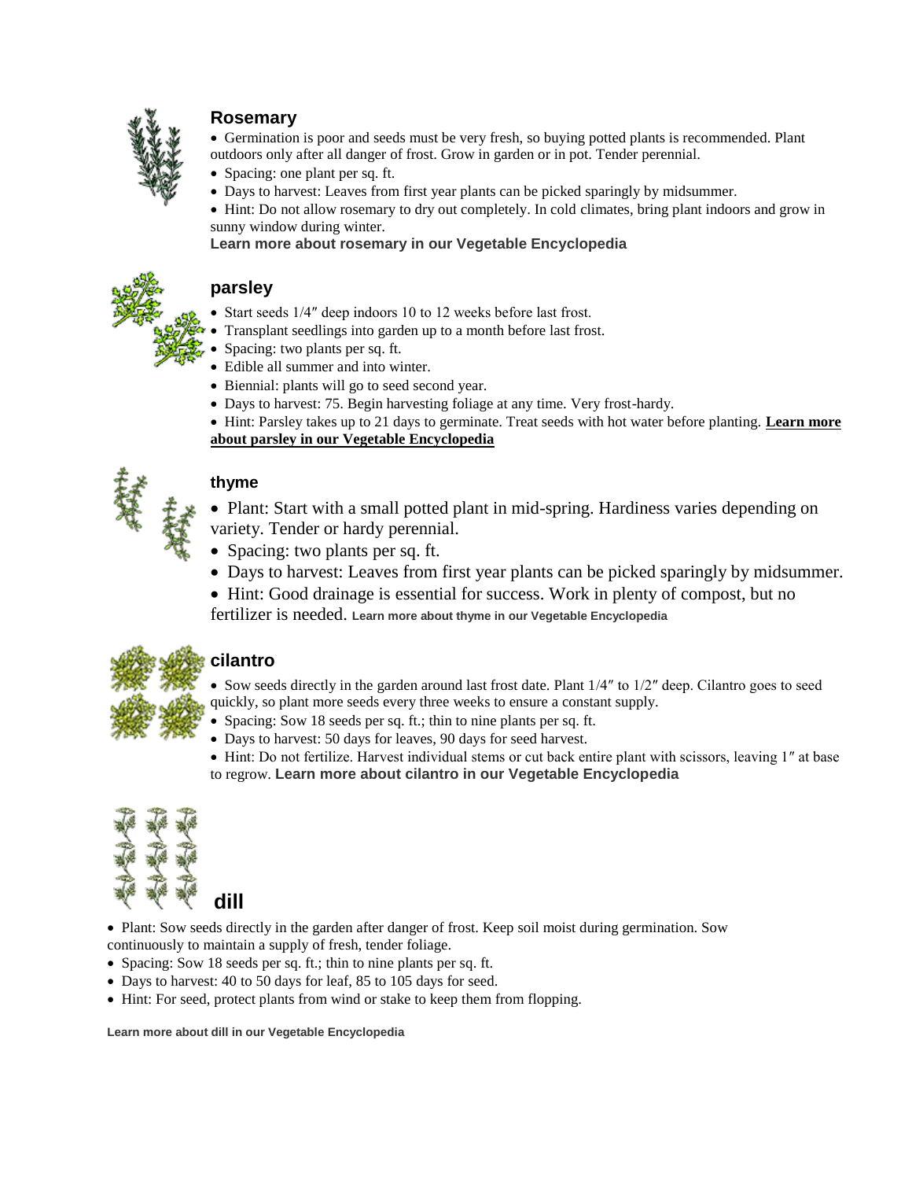### Rosemary

- Germination is poor and seeds must be very fresh, so buying potted plants is recommended. Plant outdoors only after all danger of frost. Grow in garden or in pot. Tender perennial.
- Spacing: one plant per sq. ft.
- Days to harvest: Leaves from first year plants can be picked sparingly by midsummer.
- Hint: Do not allow rosemary to dry out completely. In cold climates, bring plant indoors and grow in sunny window during winter.

**Learn more about rosemary in our Vegetable Encyclopedia**

### parsley

- Start seeds 1/4″ deep indoors 10 to 12 weeks before last frost.
- Transplant seedlings into garden up to a month before last frost.
- Spacing: two plants per sq. ft.
- Edible all summer and into winter.
- Biennial: plants will go to seed second year.
- Days to harvest: 75. Begin harvesting foliage at any time. Very frost-hardy.
- Hint: Parsley takes up to 21 days to germinate. Treat seeds with hot water before planting. **Learn more about parsley in our Vegetable Encyclopedia**

### thyme

- Plant: Start with a small potted plant in mid-spring. Hardiness varies depending on variety. Tender or hardy perennial.
- Spacing: two plants per sq. ft.
- Days to harvest: Leaves from first year plants can be picked sparingly by midsummer.
- Hint: Good drainage is essential for success. Work in plenty of compost, but no fertilizer is needed. **Learn more about thyme in our Vegetable Encyclopedia**

### cilantro

- Sow seeds directly in the garden around last frost date. Plant 1/4″ to 1/2″ deep. Cilantro goes to seed quickly, so plant more seeds every three weeks to ensure a constant supply.
- Spacing: Sow 18 seeds per sq. ft.; thin to nine plants per sq. ft.
- Days to harvest: 50 days for leaves, 90 days for seed harvest.
- Hint: Do not fertilize. Harvest individual stems or cut back entire plant with scissors, leaving 1″ at base to regrow. **Learn more about cilantro in our Vegetable Encyclopedia**

### dill

- Plant: Sow seeds directly in the garden after danger of frost. Keep soil moist during germination. Sow continuously to maintain a supply of fresh, tender foliage.
- Spacing: Sow 18 seeds per sq. ft.; thin to nine plants per sq. ft.
- Days to harvest: 40 to 50 days for leaf, 85 to 105 days for seed.
- Hint: For seed, protect plants from wind or stake to keep them from flopping.

**Learn more about dill in our Vegetable Encyclopedia**